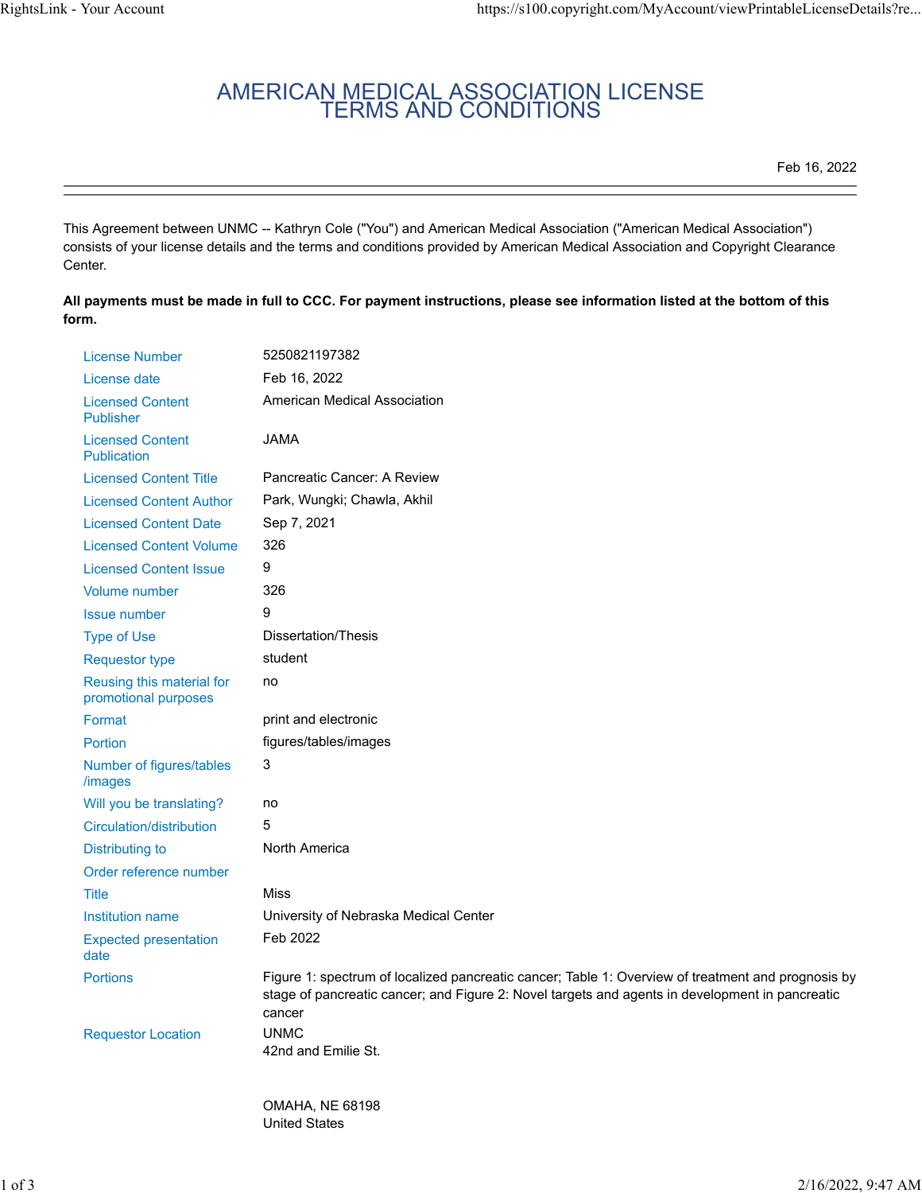# AMERICAN MEDICAL ASSOCIATION LICENSE TERMS AND CONDITIONS

Feb 16, 2022

---

This Agreement between UNMC -- Kathryn Cole ("You") and American Medical Association ("American Medical Association") consists of your license details and the terms and conditions provided by American Medical Association and Copyright Clearance Center.

**All payments must be made in full to CCC. For payment instructions, please see information listed at the bottom of this form.**

| | |
|---|---|
| License Number | 5250821197382 |
| License date | Feb 16, 2022 |
| Licensed Content Publisher | American Medical Association |
| Licensed Content Publication | JAMA |
| Licensed Content Title | Pancreatic Cancer: A Review |
| Licensed Content Author | Park, Wungki; Chawla, Akhil |
| Licensed Content Date | Sep 7, 2021 |
| Licensed Content Volume | 326 |
| Licensed Content Issue | 9 |
| Volume number | 326 |
| Issue number | 9 |
| Type of Use | Dissertation/Thesis |
| Requestor type | student |
| Reusing this material for promotional purposes | no |
| Format | print and electronic |
| Portion | figures/tables/images |
| Number of figures/tables/images | 3 |
| Will you be translating? | no |
| Circulation/distribution | 5 |
| Distributing to | North America |
| Order reference number | |
| Title | Miss |
| Institution name | University of Nebraska Medical Center |
| Expected presentation date | Feb 2022 |
| Portions | Figure 1: spectrum of localized pancreatic cancer; Table 1: Overview of treatment and prognosis by stage of pancreatic cancer; and Figure 2: Novel targets and agents in development in pancreatic cancer |
| Requestor Location | UNMC<br>42nd and Emilie St.<br><br>OMAHA, NE 68198<br>United States |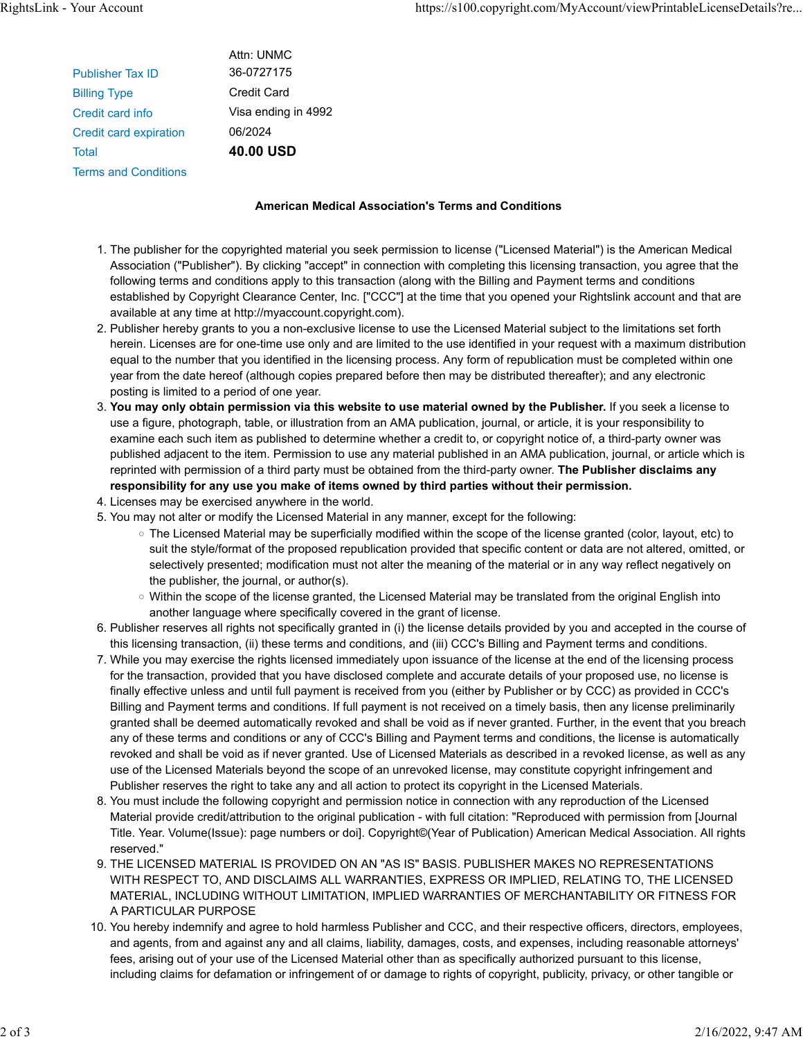| | |
|---|---|
| | Attn: UNMC |
| Publisher Tax ID | 36-0727175 |
| Billing Type | Credit Card |
| Credit card info | Visa ending in 4992 |
| Credit card expiration | 06/2024 |
| Total | **40.00 USD** |
| Terms and Conditions | |

**American Medical Association's Terms and Conditions**

1. The publisher for the copyrighted material you seek permission to license ("Licensed Material") is the American Medical Association ("Publisher"). By clicking "accept" in connection with completing this licensing transaction, you agree that the following terms and conditions apply to this transaction (along with the Billing and Payment terms and conditions established by Copyright Clearance Center, Inc. ["CCC"] at the time that you opened your Rightslink account and that are available at any time at http://myaccount.copyright.com).
2. Publisher hereby grants to you a non-exclusive license to use the Licensed Material subject to the limitations set forth herein. Licenses are for one-time use only and are limited to the use identified in your request with a maximum distribution equal to the number that you identified in the licensing process. Any form of republication must be completed within one year from the date hereof (although copies prepared before then may be distributed thereafter); and any electronic posting is limited to a period of one year.
3. **You may only obtain permission via this website to use material owned by the Publisher.** If you seek a license to use a figure, photograph, table, or illustration from an AMA publication, journal, or article, it is your responsibility to examine each such item as published to determine whether a credit to, or copyright notice of, a third-party owner was published adjacent to the item. Permission to use any material published in an AMA publication, journal, or article which is reprinted with permission of a third party must be obtained from the third-party owner. **The Publisher disclaims any responsibility for any use you make of items owned by third parties without their permission.**
4. Licenses may be exercised anywhere in the world.
5. You may not alter or modify the Licensed Material in any manner, except for the following:
   - The Licensed Material may be superficially modified within the scope of the license granted (color, layout, etc) to suit the style/format of the proposed republication provided that specific content or data are not altered, omitted, or selectively presented; modification must not alter the meaning of the material or in any way reflect negatively on the publisher, the journal, or author(s).
   - Within the scope of the license granted, the Licensed Material may be translated from the original English into another language where specifically covered in the grant of license.
6. Publisher reserves all rights not specifically granted in (i) the license details provided by you and accepted in the course of this licensing transaction, (ii) these terms and conditions, and (iii) CCC's Billing and Payment terms and conditions.
7. While you may exercise the rights licensed immediately upon issuance of the license at the end of the licensing process for the transaction, provided that you have disclosed complete and accurate details of your proposed use, no license is finally effective unless and until full payment is received from you (either by Publisher or by CCC) as provided in CCC's Billing and Payment terms and conditions. If full payment is not received on a timely basis, then any license preliminarily granted shall be deemed automatically revoked and shall be void as if never granted. Further, in the event that you breach any of these terms and conditions or any of CCC's Billing and Payment terms and conditions, the license is automatically revoked and shall be void as if never granted. Use of Licensed Materials as described in a revoked license, as well as any use of the Licensed Materials beyond the scope of an unrevoked license, may constitute copyright infringement and Publisher reserves the right to take any and all action to protect its copyright in the Licensed Materials.
8. You must include the following copyright and permission notice in connection with any reproduction of the Licensed Material provide credit/attribution to the original publication - with full citation: "Reproduced with permission from [Journal Title. Year. Volume(Issue): page numbers or doi]. Copyright©(Year of Publication) American Medical Association. All rights reserved."
9. THE LICENSED MATERIAL IS PROVIDED ON AN "AS IS" BASIS. PUBLISHER MAKES NO REPRESENTATIONS WITH RESPECT TO, AND DISCLAIMS ALL WARRANTIES, EXPRESS OR IMPLIED, RELATING TO, THE LICENSED MATERIAL, INCLUDING WITHOUT LIMITATION, IMPLIED WARRANTIES OF MERCHANTABILITY OR FITNESS FOR A PARTICULAR PURPOSE
10. You hereby indemnify and agree to hold harmless Publisher and CCC, and their respective officers, directors, employees, and agents, from and against any and all claims, liability, damages, costs, and expenses, including reasonable attorneys' fees, arising out of your use of the Licensed Material other than as specifically authorized pursuant to this license, including claims for defamation or infringement of or damage to rights of copyright, publicity, privacy, or other tangible or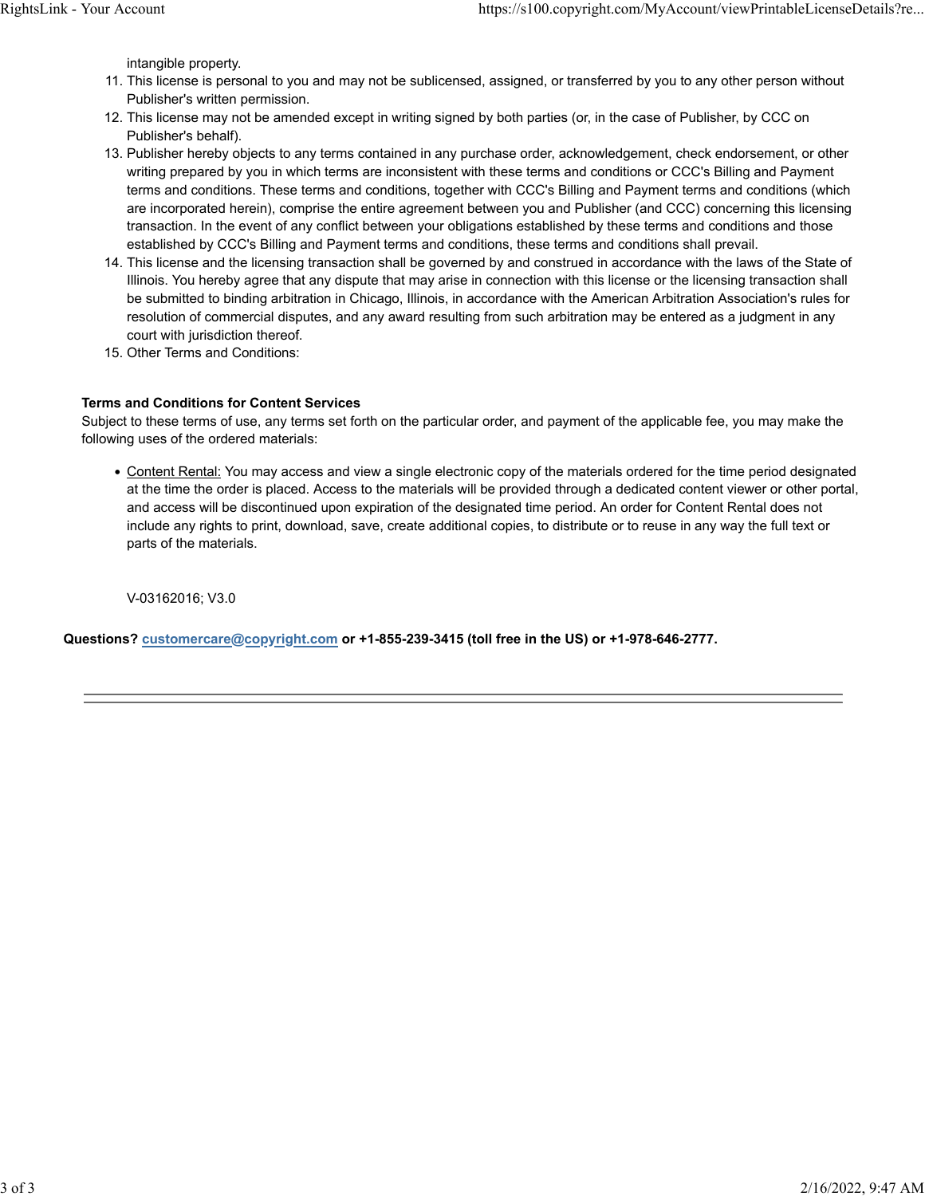intangible property.

11. This license is personal to you and may not be sublicensed, assigned, or transferred by you to any other person without Publisher's written permission.
12. This license may not be amended except in writing signed by both parties (or, in the case of Publisher, by CCC on Publisher's behalf).
13. Publisher hereby objects to any terms contained in any purchase order, acknowledgement, check endorsement, or other writing prepared by you in which terms are inconsistent with these terms and conditions or CCC's Billing and Payment terms and conditions. These terms and conditions, together with CCC's Billing and Payment terms and conditions (which are incorporated herein), comprise the entire agreement between you and Publisher (and CCC) concerning this licensing transaction. In the event of any conflict between your obligations established by these terms and conditions and those established by CCC's Billing and Payment terms and conditions, these terms and conditions shall prevail.
14. This license and the licensing transaction shall be governed by and construed in accordance with the laws of the State of Illinois. You hereby agree that any dispute that may arise in connection with this license or the licensing transaction shall be submitted to binding arbitration in Chicago, Illinois, in accordance with the American Arbitration Association's rules for resolution of commercial disputes, and any award resulting from such arbitration may be entered as a judgment in any court with jurisdiction thereof.
15. Other Terms and Conditions:

**Terms and Conditions for Content Services**

Subject to these terms of use, any terms set forth on the particular order, and payment of the applicable fee, you may make the following uses of the ordered materials:

- Content Rental: You may access and view a single electronic copy of the materials ordered for the time period designated at the time the order is placed. Access to the materials will be provided through a dedicated content viewer or other portal, and access will be discontinued upon expiration of the designated time period. An order for Content Rental does not include any rights to print, download, save, create additional copies, to distribute or to reuse in any way the full text or parts of the materials.

V-03162016; V3.0

**Questions? customercare@copyright.com or +1-855-239-3415 (toll free in the US) or +1-978-646-2777.**